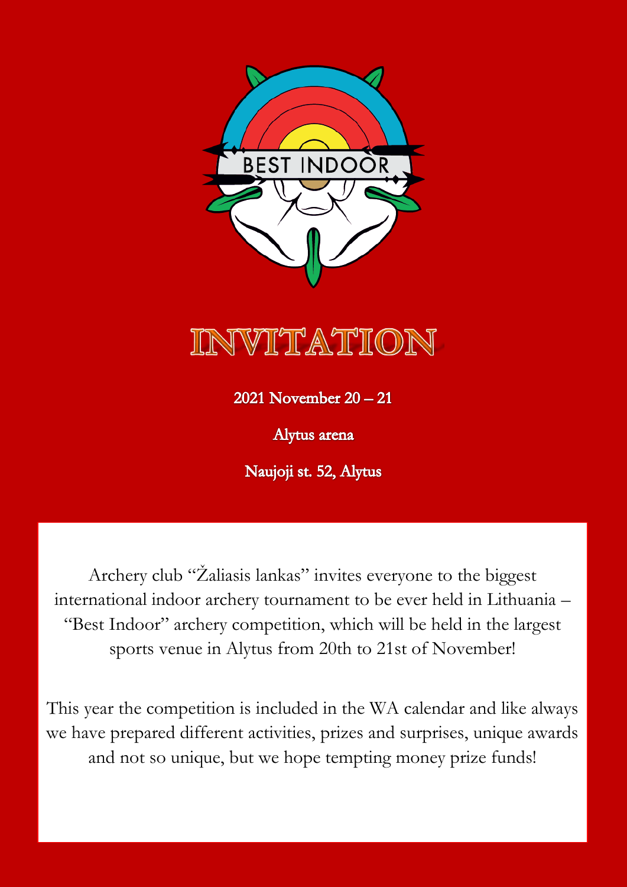BEST INDOOR

# INVITATION

2021 November 20 – 21

Alytus arena

Naujoji st. 52, Alytus

Archery club "Žaliasis lankas" invites everyone to the biggest international indoor archery tournament to be ever held in Lithuania – "Best Indoor" archery competition, which will be held in the largest sports venue in Alytus from 20th to 21st of November!

This year the competition is included in the WA calendar and like always we have prepared different activities, prizes and surprises, unique awards and not so unique, but we hope tempting money prize funds!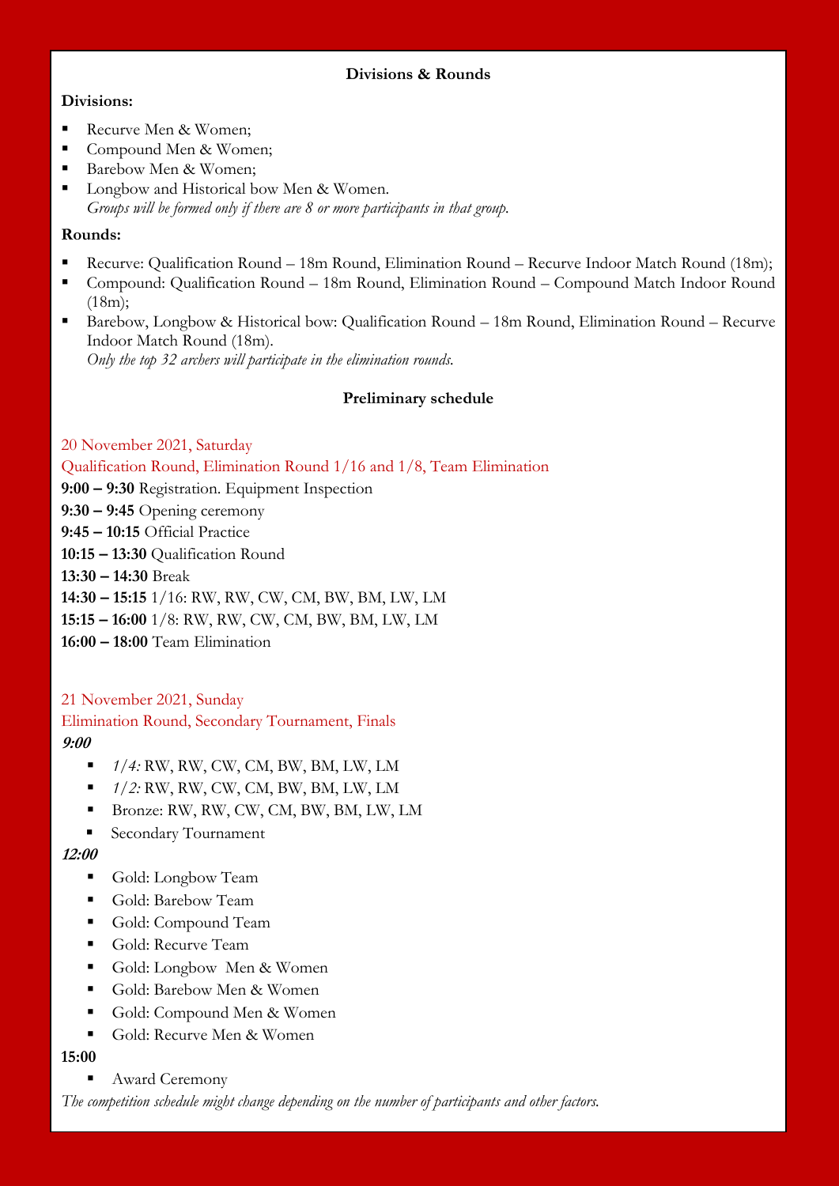## Divisions & Rounds

**Divisions:**

- Recurve Men & Women;
- Compound Men & Women;
- Barebow Men & Women;
- Longbow and Historical bow Men & Women.
  *Groups will be formed only if there are 8 or more participants in that group.*

**Rounds:**

- Recurve: Qualification Round – 18m Round, Elimination Round – Recurve Indoor Match Round (18m);
- Compound: Qualification Round – 18m Round, Elimination Round – Compound Match Indoor Round (18m);
- Barebow, Longbow & Historical bow: Qualification Round – 18m Round, Elimination Round – Recurve Indoor Match Round (18m).
  *Only the top 32 archers will participate in the elimination rounds.*

## Preliminary schedule

20 November 2021, Saturday

Qualification Round, Elimination Round 1/16 and 1/8, Team Elimination

**9:00 – 9:30** Registration. Equipment Inspection
**9:30 – 9:45** Opening ceremony
**9:45 – 10:15** Official Practice
**10:15 – 13:30** Qualification Round
**13:30 – 14:30** Break
**14:30 – 15:15** 1/16: RW, RW, CW, CM, BW, BM, LW, LM
**15:15 – 16:00** 1/8: RW, RW, CW, CM, BW, BM, LW, LM
**16:00 – 18:00** Team Elimination

21 November 2021, Sunday

Elimination Round, Secondary Tournament, Finals

***9:00***

- *1/4:* RW, RW, CW, CM, BW, BM, LW, LM
- *1/2:* RW, RW, CW, CM, BW, BM, LW, LM
- Bronze: RW, RW, CW, CM, BW, BM, LW, LM
- Secondary Tournament

***12:00***

- Gold: Longbow Team
- Gold: Barebow Team
- Gold: Compound Team
- Gold: Recurve Team
- Gold: Longbow Men & Women
- Gold: Barebow Men & Women
- Gold: Compound Men & Women
- Gold: Recurve Men & Women

**15:00**

- Award Ceremony

*The competition schedule might change depending on the number of participants and other factors.*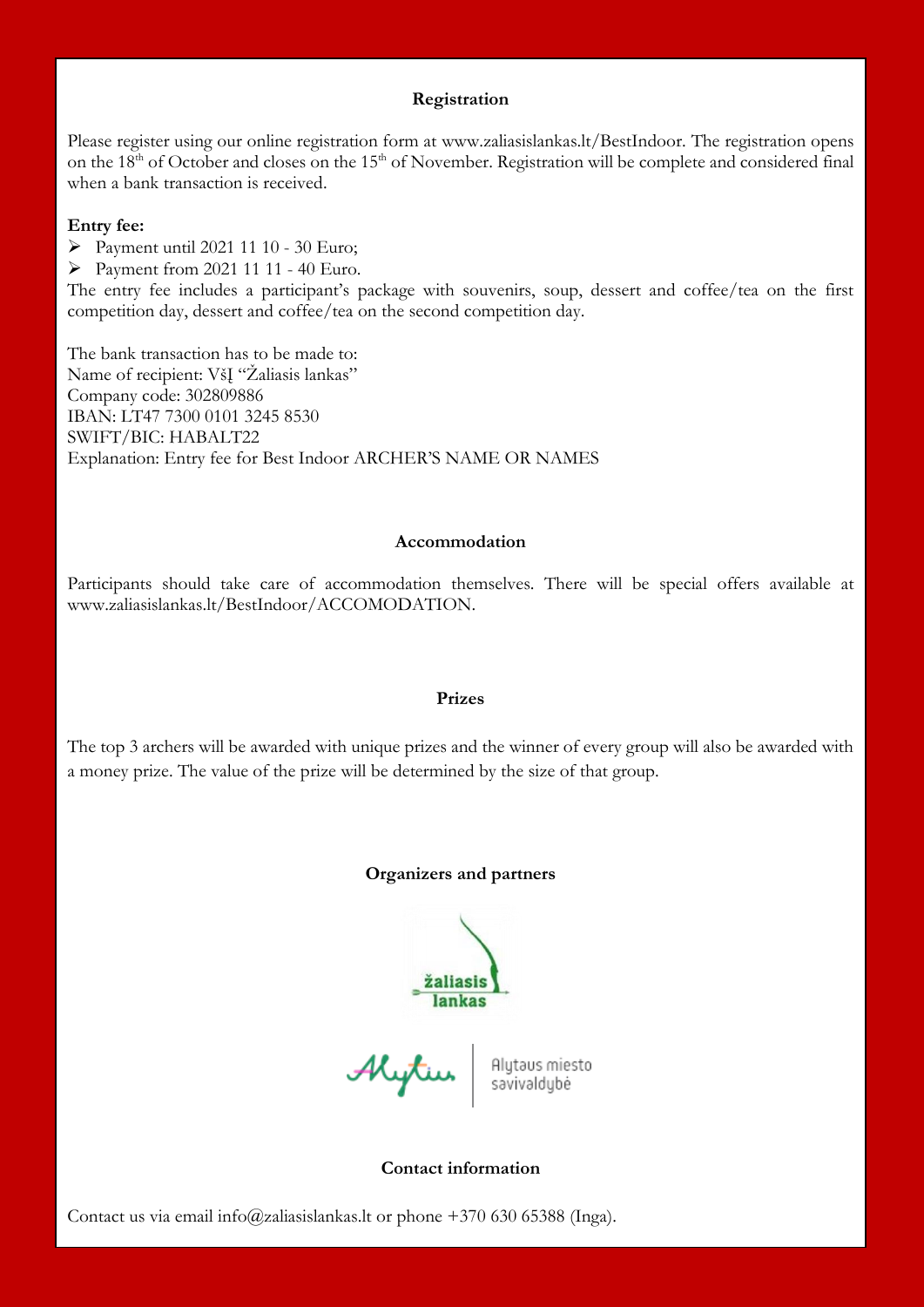## Registration

Please register using our online registration form at www.zaliasislankas.lt/BestIndoor. The registration opens on the 18th of October and closes on the 15th of November. Registration will be complete and considered final when a bank transaction is received.

**Entry fee:**

- Payment until 2021 11 10 - 30 Euro;
- Payment from 2021 11 11 - 40 Euro.

The entry fee includes a participant's package with souvenirs, soup, dessert and coffee/tea on the first competition day, dessert and coffee/tea on the second competition day.

The bank transaction has to be made to:
Name of recipient: VšĮ "Žaliasis lankas"
Company code: 302809886
IBAN: LT47 7300 0101 3245 8530
SWIFT/BIC: HABALT22
Explanation: Entry fee for Best Indoor ARCHER'S NAME OR NAMES

## Accommodation

Participants should take care of accommodation themselves. There will be special offers available at www.zaliasislankas.lt/BestIndoor/ACCOMODATION.

## Prizes

The top 3 archers will be awarded with unique prizes and the winner of every group will also be awarded with a money prize. The value of the prize will be determined by the size of that group.

## Organizers and partners

žaliasis lankas

Alytus | Alytaus miesto savivaldybė

## Contact information

Contact us via email info@zaliasislankas.lt or phone +370 630 65388 (Inga).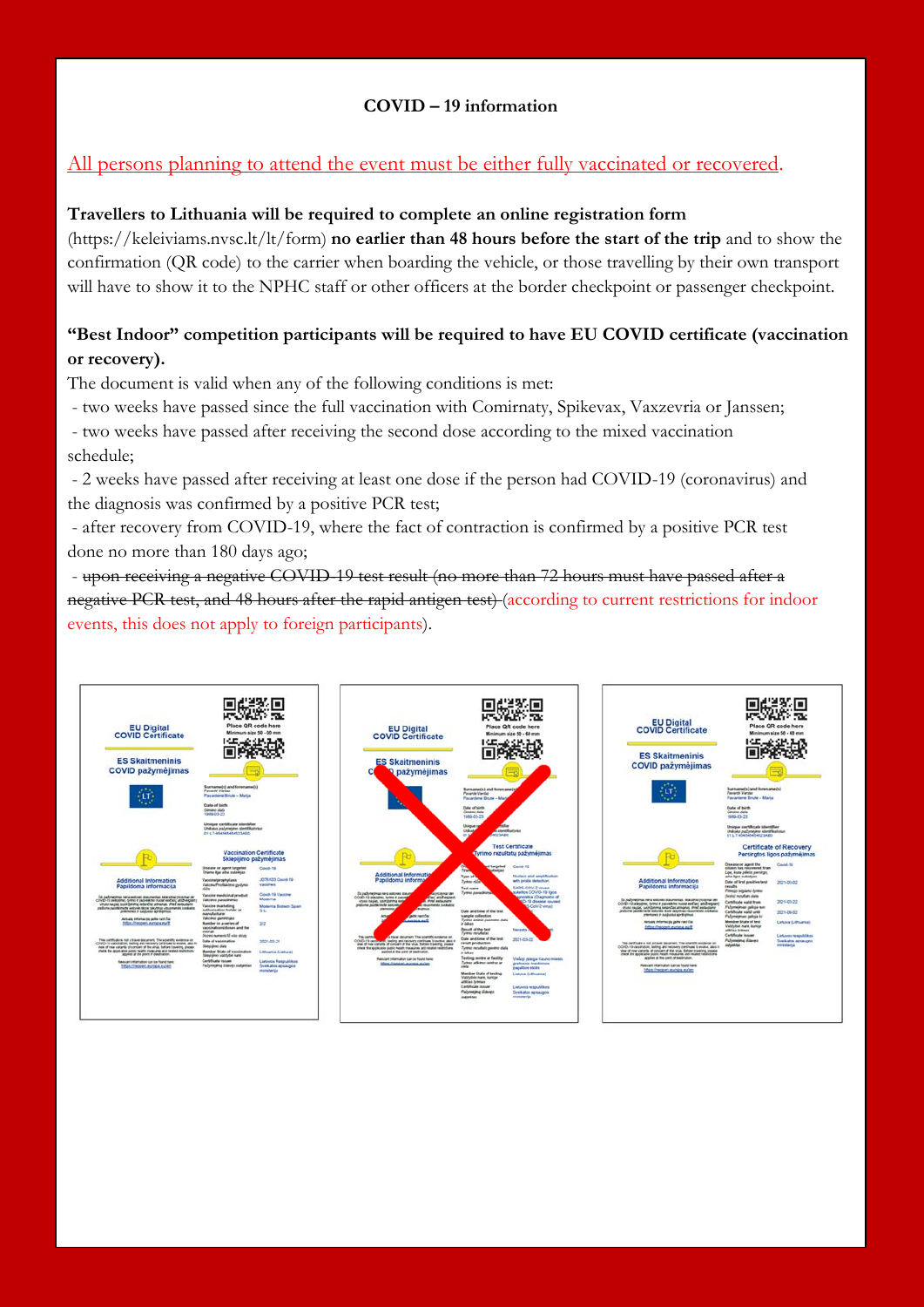**COVID – 19 information**

All persons planning to attend the event must be either fully vaccinated or recovered.

**Travellers to Lithuania will be required to complete an online registration form** (https://keleiviams.nvsc.lt/lt/form) **no earlier than 48 hours before the start of the trip** and to show the confirmation (QR code) to the carrier when boarding the vehicle, or those travelling by their own transport will have to show it to the NPHC staff or other officers at the border checkpoint or passenger checkpoint.

**"Best Indoor" competition participants will be required to have EU COVID certificate (vaccination or recovery).**

The document is valid when any of the following conditions is met:

- two weeks have passed since the full vaccination with Comirnaty, Spikevax, Vaxzevria or Janssen;
- two weeks have passed after receiving the second dose according to the mixed vaccination schedule;
- 2 weeks have passed after receiving at least one dose if the person had COVID-19 (coronavirus) and the diagnosis was confirmed by a positive PCR test;
- after recovery from COVID-19, where the fact of contraction is confirmed by a positive PCR test done no more than 180 days ago;
- ~~upon receiving a negative COVID-19 test result (no more than 72 hours must have passed after a negative PCR test, and 48 hours after the rapid antigen test)~~ (according to current restrictions for indoor events, this does not apply to foreign participants).